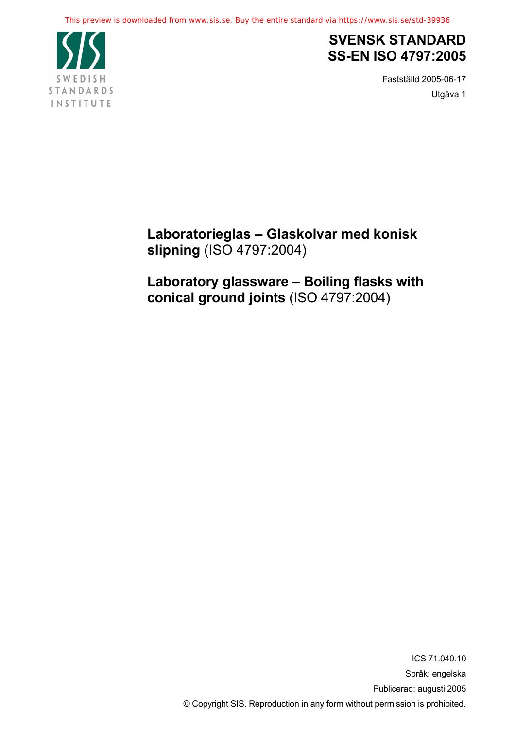This preview is downloaded from www.sis.se. Buy the entire standard via https://www.sis.se/std-39936

SWEDISH STANDARDS INSTITUTE

# SVENSK STANDARD
# SS-EN ISO 4797:2005

Fastställd 2005-06-17

Utgåva 1

**Laboratorieglas – Glaskolvar med konisk slipning** (ISO 4797:2004)

**Laboratory glassware – Boiling flasks with conical ground joints** (ISO 4797:2004)

ICS 71.040.10

Språk: engelska

Publicerad: augusti 2005

© Copyright SIS. Reproduction in any form without permission is prohibited.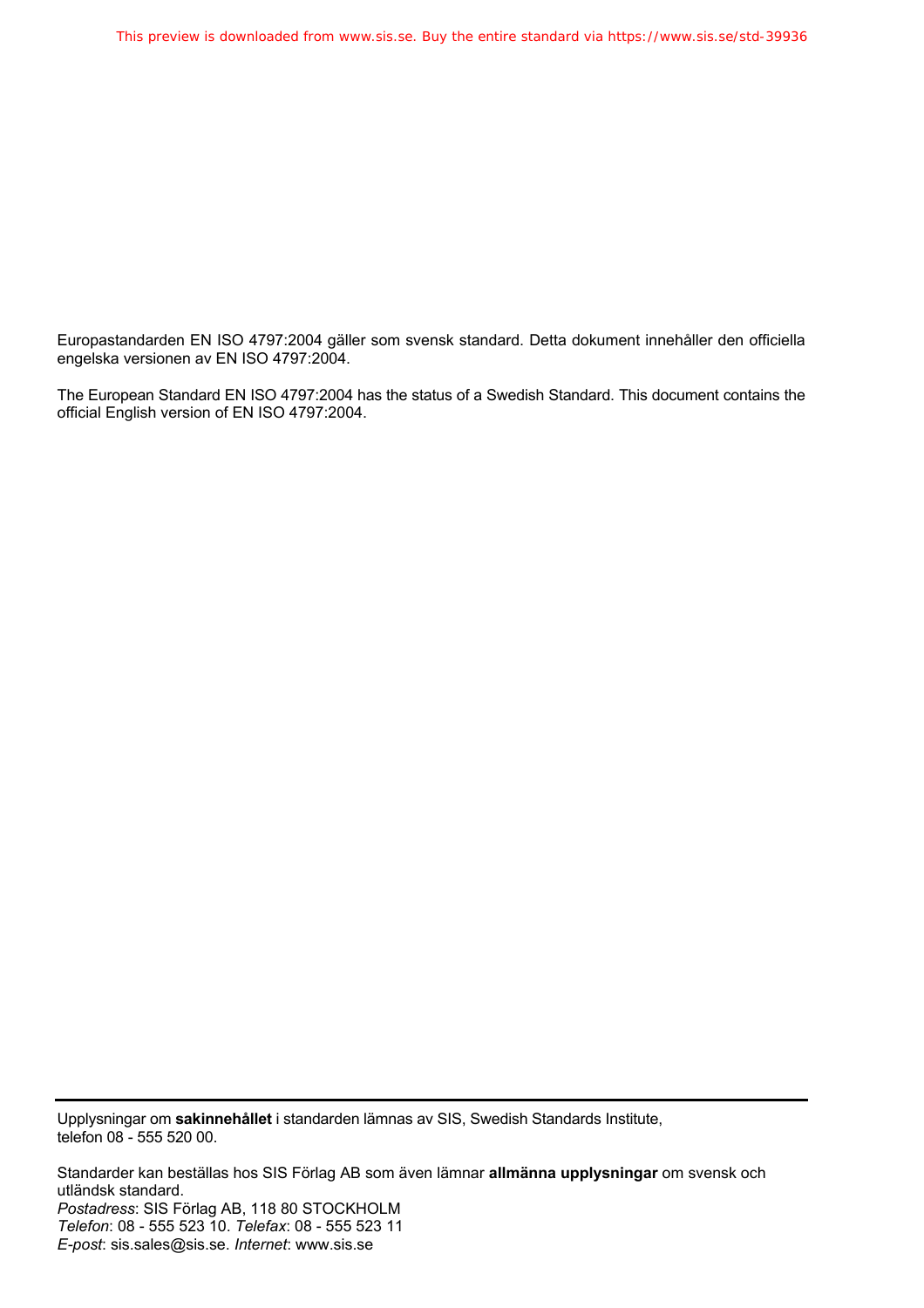Europastandarden EN ISO 4797:2004 gäller som svensk standard. Detta dokument innehåller den officiella engelska versionen av EN ISO 4797:2004.

The European Standard EN ISO 4797:2004 has the status of a Swedish Standard. This document contains the official English version of EN ISO 4797:2004.

---

Upplysningar om **sakinnehållet** i standarden lämnas av SIS, Swedish Standards Institute, telefon 08 - 555 520 00.

Standarder kan beställas hos SIS Förlag AB som även lämnar **allmänna upplysningar** om svensk och utländsk standard.
*Postadress*: SIS Förlag AB, 118 80 STOCKHOLM
*Telefon*: 08 - 555 523 10. *Telefax*: 08 - 555 523 11
*E-post*: sis.sales@sis.se. *Internet*: www.sis.se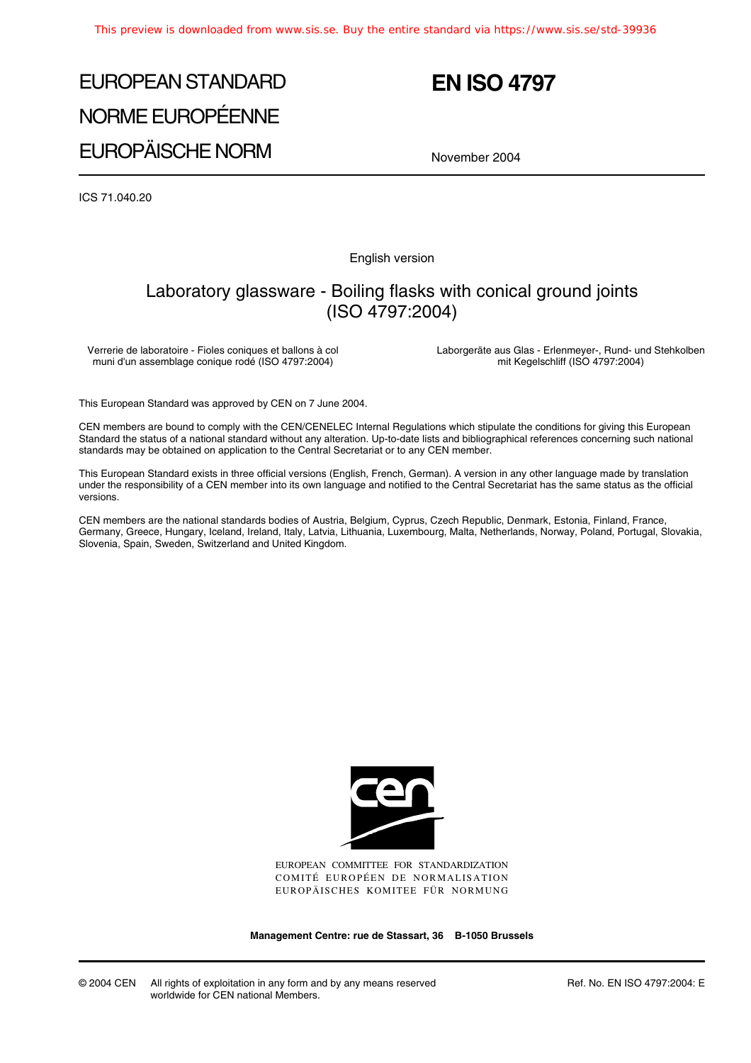This preview is downloaded from www.sis.se. Buy the entire standard via https://www.sis.se/std-39936

# EUROPEAN STANDARD
# NORME EUROPÉENNE
# EUROPÄISCHE NORM

# EN ISO 4797

November 2004

ICS 71.040.20

English version

## Laboratory glassware - Boiling flasks with conical ground joints (ISO 4797:2004)

Verrerie de laboratoire - Fioles coniques et ballons à col muni d'un assemblage conique rodé (ISO 4797:2004)

Laborgeräte aus Glas - Erlenmeyer-, Rund- und Stehkolben mit Kegelschliff (ISO 4797:2004)

This European Standard was approved by CEN on 7 June 2004.

CEN members are bound to comply with the CEN/CENELEC Internal Regulations which stipulate the conditions for giving this European Standard the status of a national standard without any alteration. Up-to-date lists and bibliographical references concerning such national standards may be obtained on application to the Central Secretariat or to any CEN member.

This European Standard exists in three official versions (English, French, German). A version in any other language made by translation under the responsibility of a CEN member into its own language and notified to the Central Secretariat has the same status as the official versions.

CEN members are the national standards bodies of Austria, Belgium, Cyprus, Czech Republic, Denmark, Estonia, Finland, France, Germany, Greece, Hungary, Iceland, Ireland, Italy, Latvia, Lithuania, Luxembourg, Malta, Netherlands, Norway, Poland, Portugal, Slovakia, Slovenia, Spain, Sweden, Switzerland and United Kingdom.

EUROPEAN COMMITTEE FOR STANDARDIZATION
COMITÉ EUROPÉEN DE NORMALISATION
EUROPÄISCHES KOMITEE FÜR NORMUNG

**Management Centre: rue de Stassart, 36 B-1050 Brussels**

© 2004 CEN All rights of exploitation in any form and by any means reserved worldwide for CEN national Members.

Ref. No. EN ISO 4797:2004: E